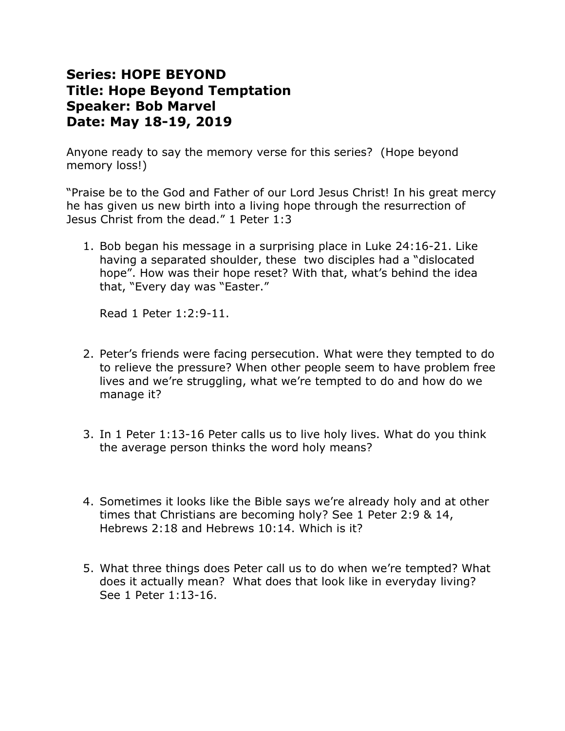**Series: HOPE BEYOND**
**Title: Hope Beyond Temptation**
**Speaker: Bob Marvel**
**Date: May 18-19, 2019**

Anyone ready to say the memory verse for this series? (Hope beyond memory loss!)

"Praise be to the God and Father of our Lord Jesus Christ! In his great mercy he has given us new birth into a living hope through the resurrection of Jesus Christ from the dead." 1 Peter 1:3

1. Bob began his message in a surprising place in Luke 24:16-21. Like having a separated shoulder, these two disciples had a "dislocated hope". How was their hope reset? With that, what's behind the idea that, "Every day was "Easter."

   Read 1 Peter 1:2:9-11.

2. Peter's friends were facing persecution. What were they tempted to do to relieve the pressure? When other people seem to have problem free lives and we're struggling, what we're tempted to do and how do we manage it?

3. In 1 Peter 1:13-16 Peter calls us to live holy lives. What do you think the average person thinks the word holy means?

4. Sometimes it looks like the Bible says we're already holy and at other times that Christians are becoming holy? See 1 Peter 2:9 & 14, Hebrews 2:18 and Hebrews 10:14. Which is it?

5. What three things does Peter call us to do when we're tempted? What does it actually mean? What does that look like in everyday living? See 1 Peter 1:13-16.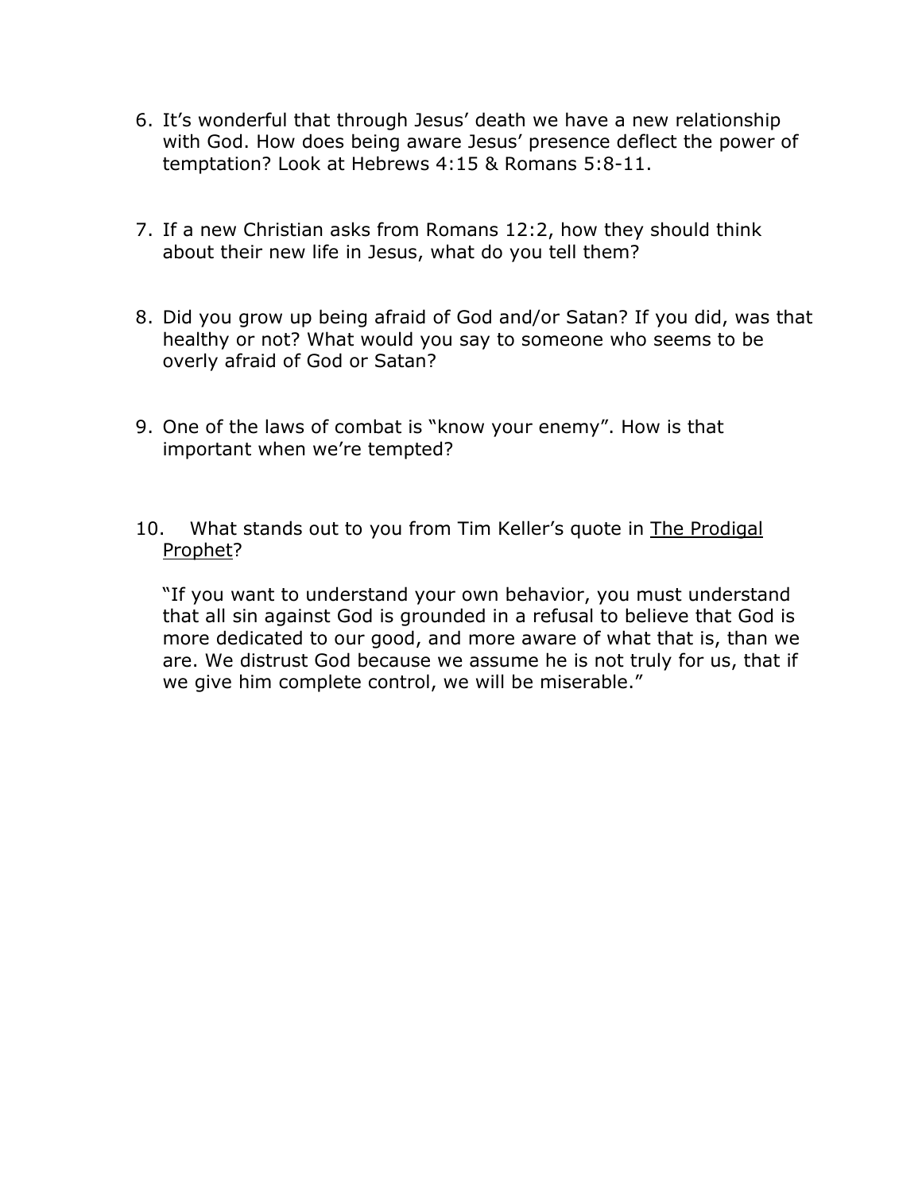6. It's wonderful that through Jesus' death we have a new relationship with God. How does being aware Jesus' presence deflect the power of temptation? Look at Hebrews 4:15 & Romans 5:8-11.

7. If a new Christian asks from Romans 12:2, how they should think about their new life in Jesus, what do you tell them?

8. Did you grow up being afraid of God and/or Satan? If you did, was that healthy or not? What would you say to someone who seems to be overly afraid of God or Satan?

9. One of the laws of combat is "know your enemy". How is that important when we're tempted?

10. What stands out to you from Tim Keller's quote in <u>The Prodigal Prophet</u>?

    "If you want to understand your own behavior, you must understand that all sin against God is grounded in a refusal to believe that God is more dedicated to our good, and more aware of what that is, than we are. We distrust God because we assume he is not truly for us, that if we give him complete control, we will be miserable."